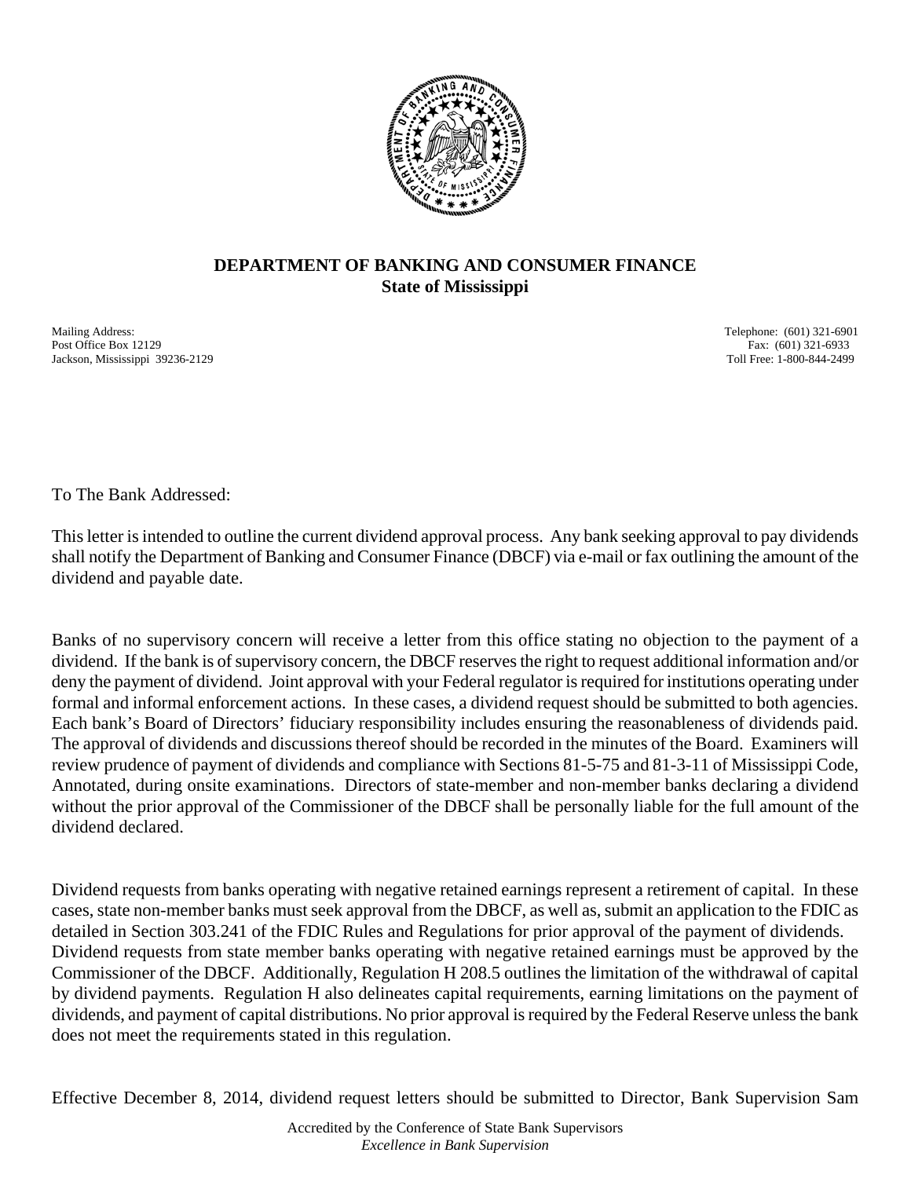**DEPARTMENT OF BANKING AND CONSUMER FINANCE**
**State of Mississippi**

Mailing Address:
Post Office Box 12129
Jackson, Mississippi 39236-2129

Telephone: (601) 321-6901
Fax: (601) 321-6933
Toll Free: 1-800-844-2499

To The Bank Addressed:

This letter is intended to outline the current dividend approval process. Any bank seeking approval to pay dividends shall notify the Department of Banking and Consumer Finance (DBCF) via e-mail or fax outlining the amount of the dividend and payable date.

Banks of no supervisory concern will receive a letter from this office stating no objection to the payment of a dividend. If the bank is of supervisory concern, the DBCF reserves the right to request additional information and/or deny the payment of dividend. Joint approval with your Federal regulator is required for institutions operating under formal and informal enforcement actions. In these cases, a dividend request should be submitted to both agencies. Each bank's Board of Directors' fiduciary responsibility includes ensuring the reasonableness of dividends paid. The approval of dividends and discussions thereof should be recorded in the minutes of the Board. Examiners will review prudence of payment of dividends and compliance with Sections 81-5-75 and 81-3-11 of Mississippi Code, Annotated, during onsite examinations. Directors of state-member and non-member banks declaring a dividend without the prior approval of the Commissioner of the DBCF shall be personally liable for the full amount of the dividend declared.

Dividend requests from banks operating with negative retained earnings represent a retirement of capital. In these cases, state non-member banks must seek approval from the DBCF, as well as, submit an application to the FDIC as detailed in Section 303.241 of the FDIC Rules and Regulations for prior approval of the payment of dividends. Dividend requests from state member banks operating with negative retained earnings must be approved by the Commissioner of the DBCF. Additionally, Regulation H 208.5 outlines the limitation of the withdrawal of capital by dividend payments. Regulation H also delineates capital requirements, earning limitations on the payment of dividends, and payment of capital distributions. No prior approval is required by the Federal Reserve unless the bank does not meet the requirements stated in this regulation.

Effective December 8, 2014, dividend request letters should be submitted to Director, Bank Supervision Sam

Accredited by the Conference of State Bank Supervisors
*Excellence in Bank Supervision*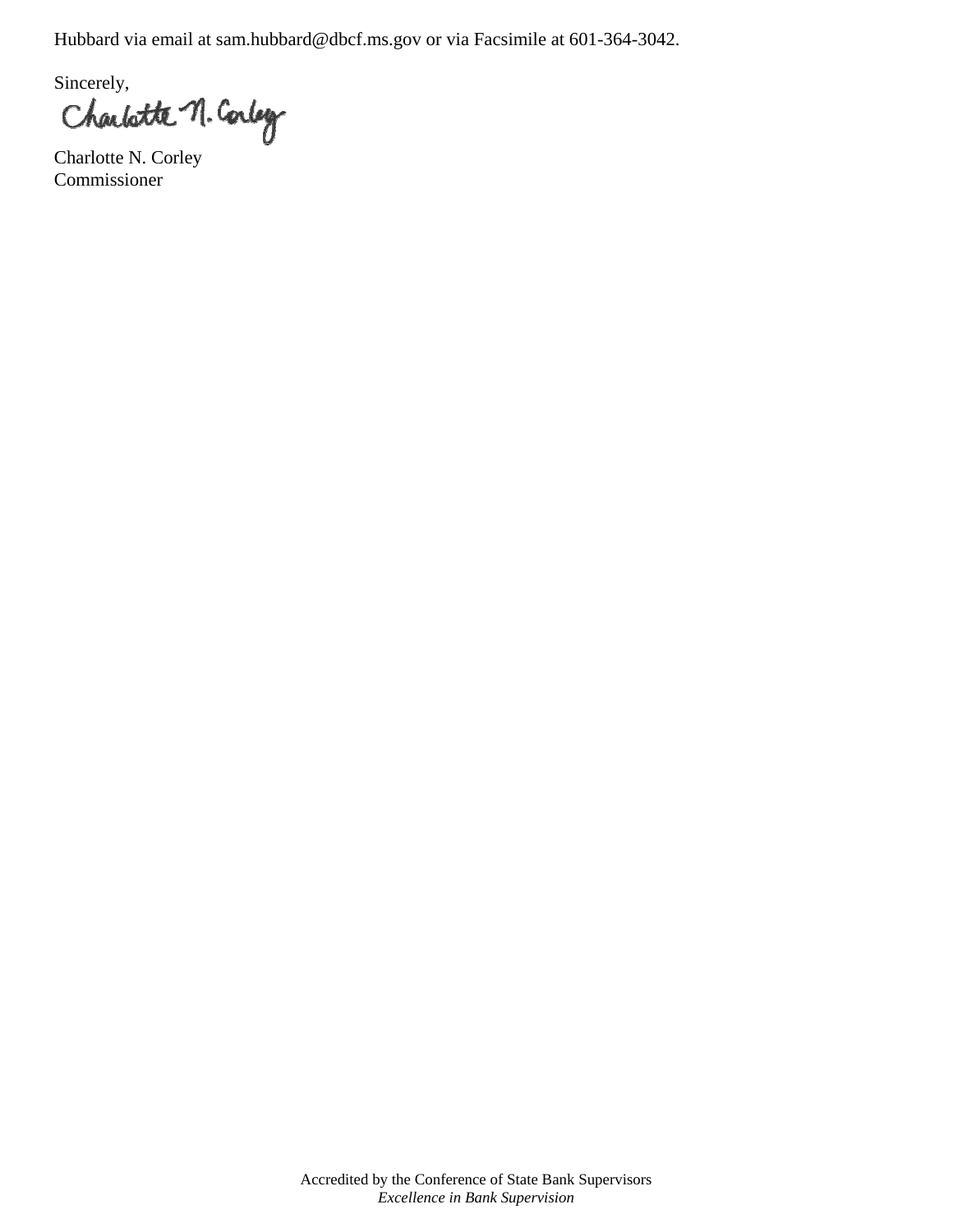Hubbard via email at sam.hubbard@dbcf.ms.gov or via Facsimile at 601-364-3042.

Sincerely,

Charlotte N. Corley
Commissioner

Accredited by the Conference of State Bank Supervisors
*Excellence in Bank Supervision*